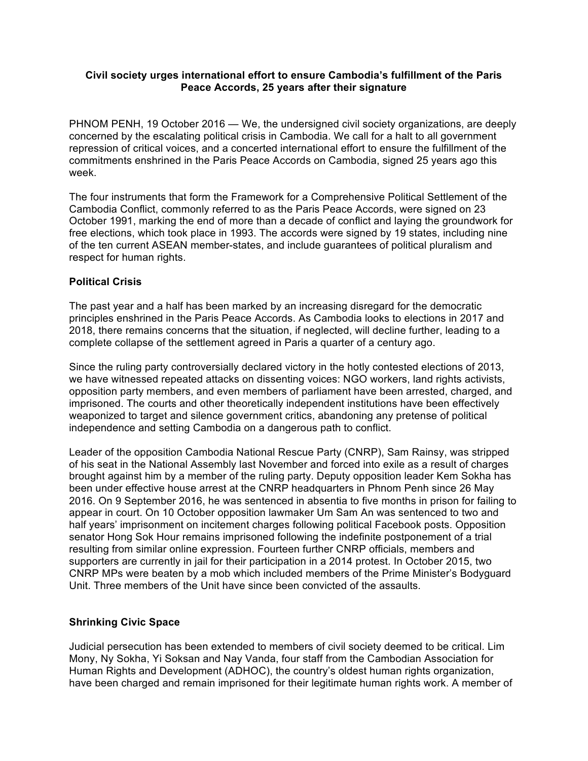**Civil society urges international effort to ensure Cambodia's fulfillment of the Paris Peace Accords, 25 years after their signature**

PHNOM PENH, 19 October 2016 — We, the undersigned civil society organizations, are deeply concerned by the escalating political crisis in Cambodia. We call for a halt to all government repression of critical voices, and a concerted international effort to ensure the fulfillment of the commitments enshrined in the Paris Peace Accords on Cambodia, signed 25 years ago this week.

The four instruments that form the Framework for a Comprehensive Political Settlement of the Cambodia Conflict, commonly referred to as the Paris Peace Accords, were signed on 23 October 1991, marking the end of more than a decade of conflict and laying the groundwork for free elections, which took place in 1993. The accords were signed by 19 states, including nine of the ten current ASEAN member-states, and include guarantees of political pluralism and respect for human rights.

**Political Crisis**

The past year and a half has been marked by an increasing disregard for the democratic principles enshrined in the Paris Peace Accords. As Cambodia looks to elections in 2017 and 2018, there remains concerns that the situation, if neglected, will decline further, leading to a complete collapse of the settlement agreed in Paris a quarter of a century ago.

Since the ruling party controversially declared victory in the hotly contested elections of 2013, we have witnessed repeated attacks on dissenting voices: NGO workers, land rights activists, opposition party members, and even members of parliament have been arrested, charged, and imprisoned. The courts and other theoretically independent institutions have been effectively weaponized to target and silence government critics, abandoning any pretense of political independence and setting Cambodia on a dangerous path to conflict.

Leader of the opposition Cambodia National Rescue Party (CNRP), Sam Rainsy, was stripped of his seat in the National Assembly last November and forced into exile as a result of charges brought against him by a member of the ruling party. Deputy opposition leader Kem Sokha has been under effective house arrest at the CNRP headquarters in Phnom Penh since 26 May 2016. On 9 September 2016, he was sentenced in absentia to five months in prison for failing to appear in court. On 10 October opposition lawmaker Um Sam An was sentenced to two and half years' imprisonment on incitement charges following political Facebook posts. Opposition senator Hong Sok Hour remains imprisoned following the indefinite postponement of a trial resulting from similar online expression. Fourteen further CNRP officials, members and supporters are currently in jail for their participation in a 2014 protest. In October 2015, two CNRP MPs were beaten by a mob which included members of the Prime Minister's Bodyguard Unit. Three members of the Unit have since been convicted of the assaults.

**Shrinking Civic Space**

Judicial persecution has been extended to members of civil society deemed to be critical. Lim Mony, Ny Sokha, Yi Soksan and Nay Vanda, four staff from the Cambodian Association for Human Rights and Development (ADHOC), the country's oldest human rights organization, have been charged and remain imprisoned for their legitimate human rights work. A member of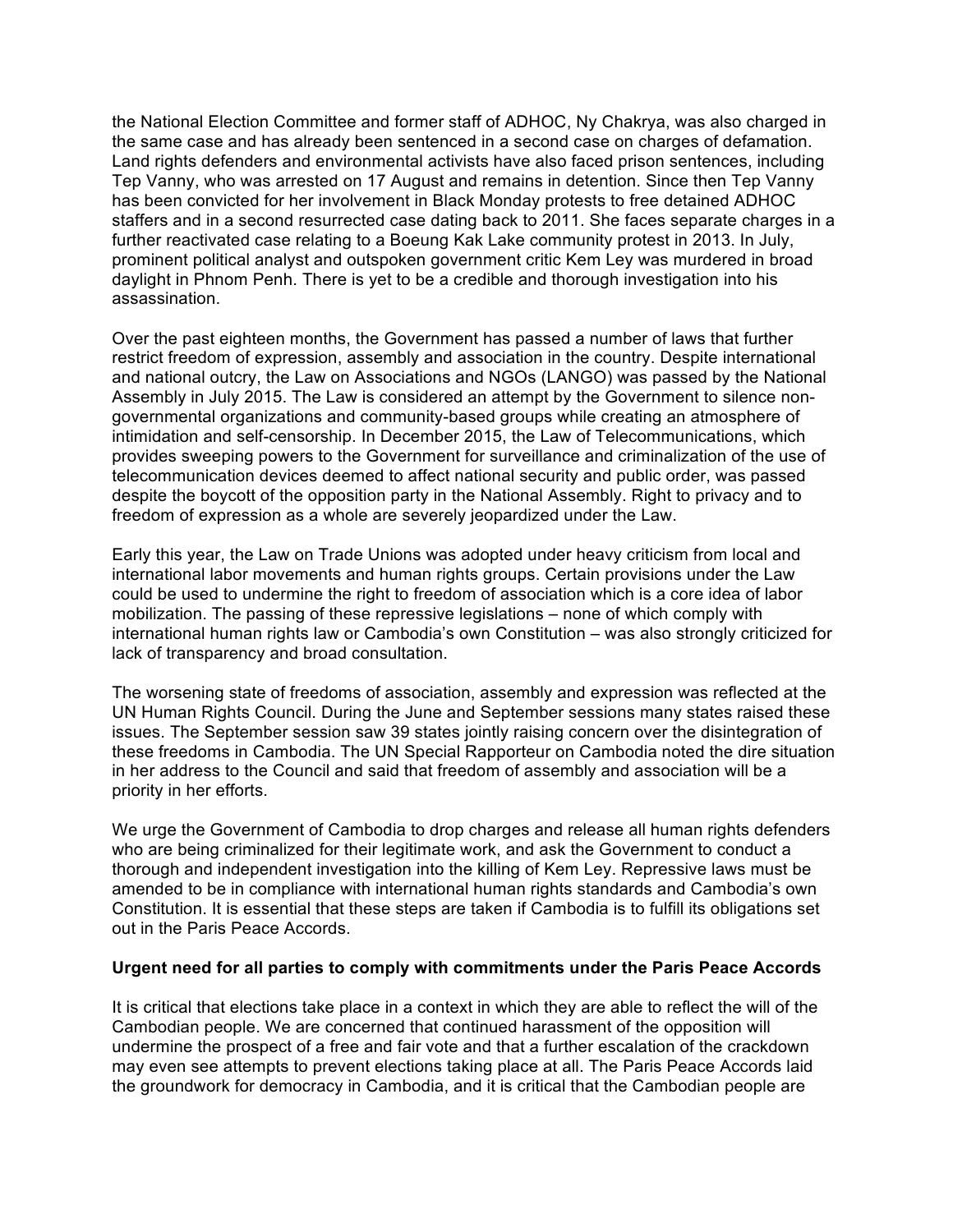the National Election Committee and former staff of ADHOC, Ny Chakrya, was also charged in the same case and has already been sentenced in a second case on charges of defamation. Land rights defenders and environmental activists have also faced prison sentences, including Tep Vanny, who was arrested on 17 August and remains in detention. Since then Tep Vanny has been convicted for her involvement in Black Monday protests to free detained ADHOC staffers and in a second resurrected case dating back to 2011. She faces separate charges in a further reactivated case relating to a Boeung Kak Lake community protest in 2013. In July, prominent political analyst and outspoken government critic Kem Ley was murdered in broad daylight in Phnom Penh. There is yet to be a credible and thorough investigation into his assassination.

Over the past eighteen months, the Government has passed a number of laws that further restrict freedom of expression, assembly and association in the country. Despite international and national outcry, the Law on Associations and NGOs (LANGO) was passed by the National Assembly in July 2015. The Law is considered an attempt by the Government to silence non-governmental organizations and community-based groups while creating an atmosphere of intimidation and self-censorship. In December 2015, the Law of Telecommunications, which provides sweeping powers to the Government for surveillance and criminalization of the use of telecommunication devices deemed to affect national security and public order, was passed despite the boycott of the opposition party in the National Assembly. Right to privacy and to freedom of expression as a whole are severely jeopardized under the Law.

Early this year, the Law on Trade Unions was adopted under heavy criticism from local and international labor movements and human rights groups. Certain provisions under the Law could be used to undermine the right to freedom of association which is a core idea of labor mobilization. The passing of these repressive legislations – none of which comply with international human rights law or Cambodia's own Constitution – was also strongly criticized for lack of transparency and broad consultation.

The worsening state of freedoms of association, assembly and expression was reflected at the UN Human Rights Council. During the June and September sessions many states raised these issues. The September session saw 39 states jointly raising concern over the disintegration of these freedoms in Cambodia. The UN Special Rapporteur on Cambodia noted the dire situation in her address to the Council and said that freedom of assembly and association will be a priority in her efforts.

We urge the Government of Cambodia to drop charges and release all human rights defenders who are being criminalized for their legitimate work, and ask the Government to conduct a thorough and independent investigation into the killing of Kem Ley. Repressive laws must be amended to be in compliance with international human rights standards and Cambodia's own Constitution. It is essential that these steps are taken if Cambodia is to fulfill its obligations set out in the Paris Peace Accords.

**Urgent need for all parties to comply with commitments under the Paris Peace Accords**

It is critical that elections take place in a context in which they are able to reflect the will of the Cambodian people. We are concerned that continued harassment of the opposition will undermine the prospect of a free and fair vote and that a further escalation of the crackdown may even see attempts to prevent elections taking place at all. The Paris Peace Accords laid the groundwork for democracy in Cambodia, and it is critical that the Cambodian people are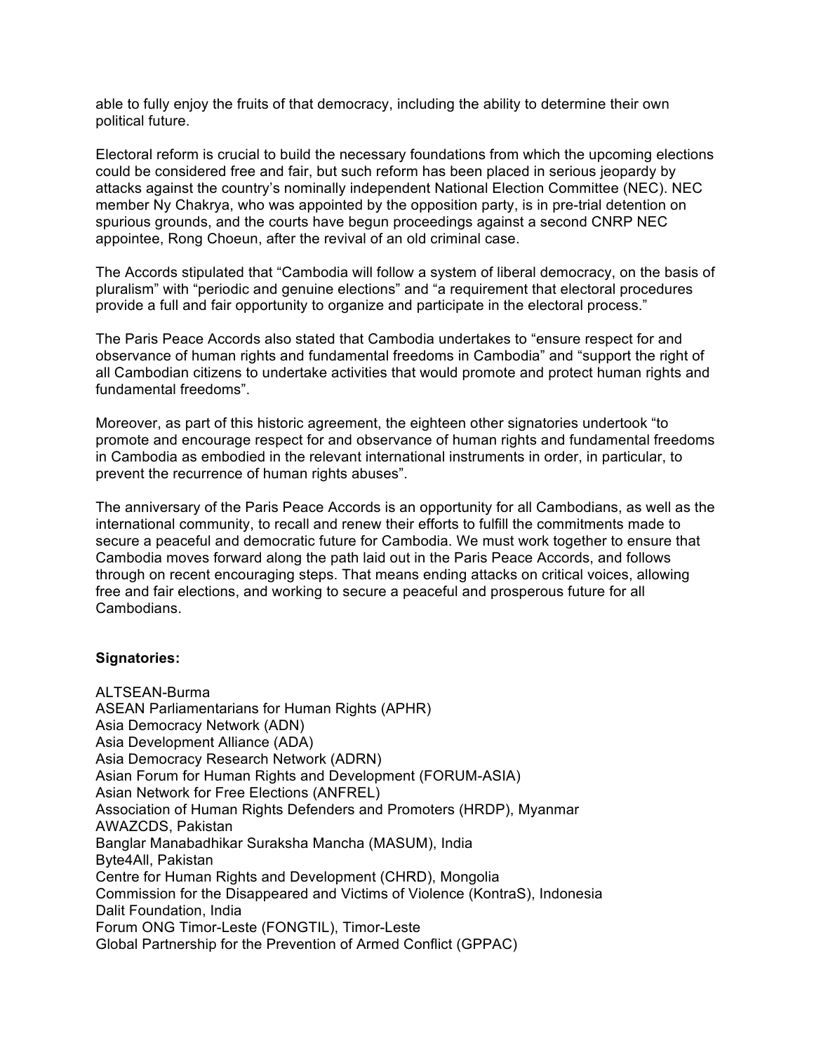able to fully enjoy the fruits of that democracy, including the ability to determine their own political future.

Electoral reform is crucial to build the necessary foundations from which the upcoming elections could be considered free and fair, but such reform has been placed in serious jeopardy by attacks against the country's nominally independent National Election Committee (NEC). NEC member Ny Chakrya, who was appointed by the opposition party, is in pre-trial detention on spurious grounds, and the courts have begun proceedings against a second CNRP NEC appointee, Rong Choeun, after the revival of an old criminal case.

The Accords stipulated that "Cambodia will follow a system of liberal democracy, on the basis of pluralism" with "periodic and genuine elections" and "a requirement that electoral procedures provide a full and fair opportunity to organize and participate in the electoral process."

The Paris Peace Accords also stated that Cambodia undertakes to "ensure respect for and observance of human rights and fundamental freedoms in Cambodia" and "support the right of all Cambodian citizens to undertake activities that would promote and protect human rights and fundamental freedoms".

Moreover, as part of this historic agreement, the eighteen other signatories undertook "to promote and encourage respect for and observance of human rights and fundamental freedoms in Cambodia as embodied in the relevant international instruments in order, in particular, to prevent the recurrence of human rights abuses".

The anniversary of the Paris Peace Accords is an opportunity for all Cambodians, as well as the international community, to recall and renew their efforts to fulfill the commitments made to secure a peaceful and democratic future for Cambodia. We must work together to ensure that Cambodia moves forward along the path laid out in the Paris Peace Accords, and follows through on recent encouraging steps. That means ending attacks on critical voices, allowing free and fair elections, and working to secure a peaceful and prosperous future for all Cambodians.

**Signatories:**

ALTSEAN-Burma
ASEAN Parliamentarians for Human Rights (APHR)
Asia Democracy Network (ADN)
Asia Development Alliance (ADA)
Asia Democracy Research Network (ADRN)
Asian Forum for Human Rights and Development (FORUM-ASIA)
Asian Network for Free Elections (ANFREL)
Association of Human Rights Defenders and Promoters (HRDP), Myanmar
AWAZCDS, Pakistan
Banglar Manabadhikar Suraksha Mancha (MASUM), India
Byte4All, Pakistan
Centre for Human Rights and Development (CHRD), Mongolia
Commission for the Disappeared and Victims of Violence (KontraS), Indonesia
Dalit Foundation, India
Forum ONG Timor-Leste (FONGTIL), Timor-Leste
Global Partnership for the Prevention of Armed Conflict (GPPAC)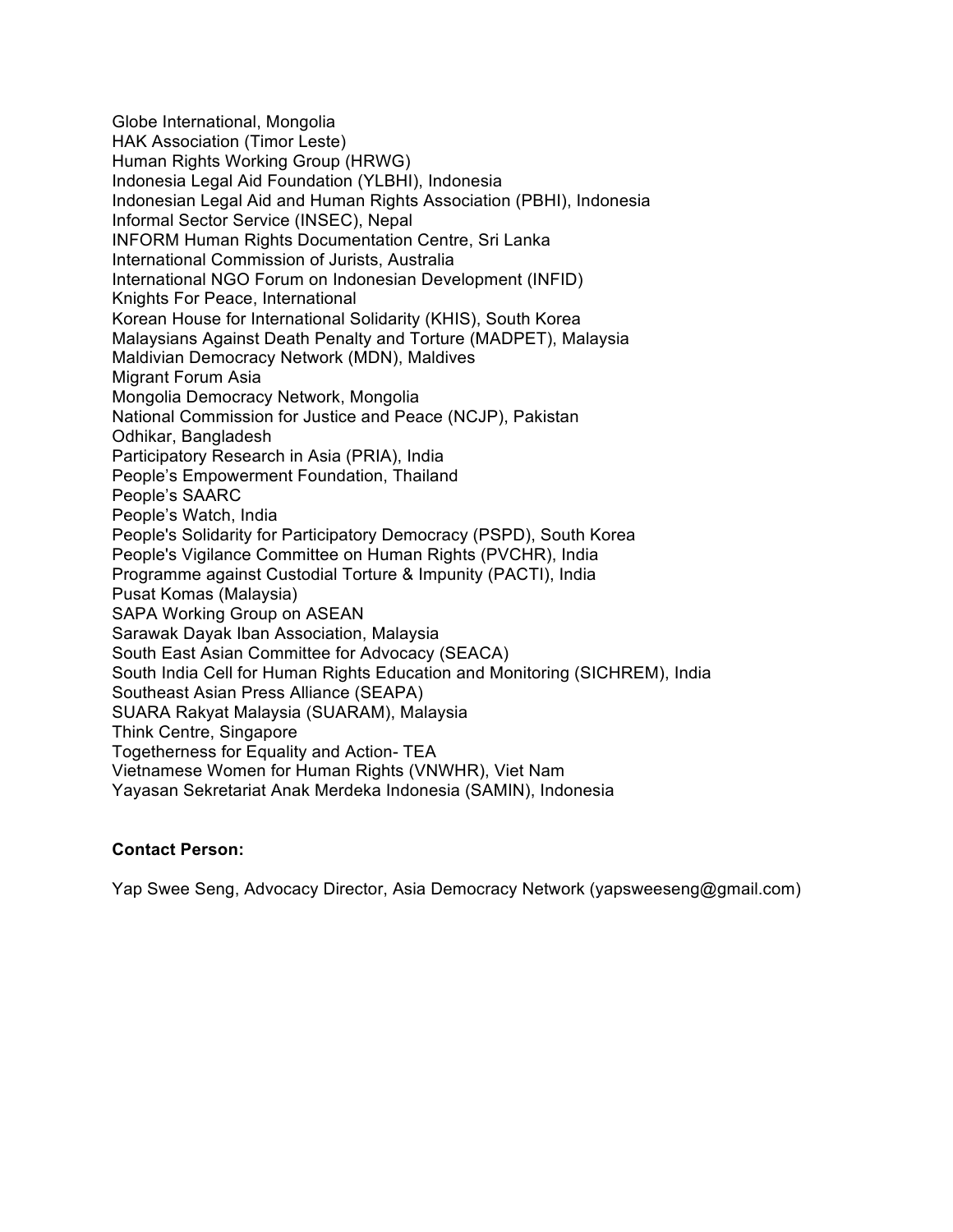Globe International, Mongolia
HAK Association (Timor Leste)
Human Rights Working Group (HRWG)
Indonesia Legal Aid Foundation (YLBHI), Indonesia
Indonesian Legal Aid and Human Rights Association (PBHI), Indonesia
Informal Sector Service (INSEC), Nepal
INFORM Human Rights Documentation Centre, Sri Lanka
International Commission of Jurists, Australia
International NGO Forum on Indonesian Development (INFID)
Knights For Peace, International
Korean House for International Solidarity (KHIS), South Korea
Malaysians Against Death Penalty and Torture (MADPET), Malaysia
Maldivian Democracy Network (MDN), Maldives
Migrant Forum Asia
Mongolia Democracy Network, Mongolia
National Commission for Justice and Peace (NCJP), Pakistan
Odhikar, Bangladesh
Participatory Research in Asia (PRIA), India
People's Empowerment Foundation, Thailand
People's SAARC
People's Watch, India
People's Solidarity for Participatory Democracy (PSPD), South Korea
People's Vigilance Committee on Human Rights (PVCHR), India
Programme against Custodial Torture & Impunity (PACTI), India
Pusat Komas (Malaysia)
SAPA Working Group on ASEAN
Sarawak Dayak Iban Association, Malaysia
South East Asian Committee for Advocacy (SEACA)
South India Cell for Human Rights Education and Monitoring (SICHREM), India
Southeast Asian Press Alliance (SEAPA)
SUARA Rakyat Malaysia (SUARAM), Malaysia
Think Centre, Singapore
Togetherness for Equality and Action- TEA
Vietnamese Women for Human Rights (VNWHR), Viet Nam
Yayasan Sekretariat Anak Merdeka Indonesia (SAMIN), Indonesia

**Contact Person:**

Yap Swee Seng, Advocacy Director, Asia Democracy Network (yapsweeseng@gmail.com)